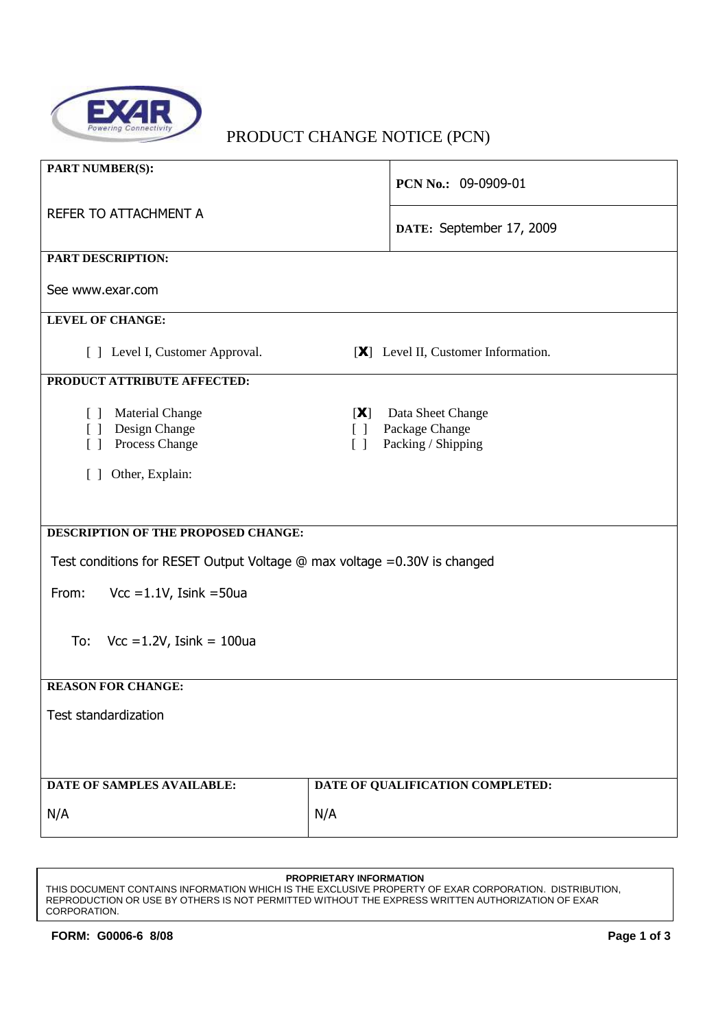EXAR
Powering Connectivity

# PRODUCT CHANGE NOTICE (PCN)

**PART NUMBER(S):**

REFER TO ATTACHMENT A

**PCN No.:** 09-0909-01

**DATE:** September 17, 2009

**PART DESCRIPTION:**

See www.exar.com

**LEVEL OF CHANGE:**

[ ] Level I, Customer Approval. [**X**] Level II, Customer Information.

**PRODUCT ATTRIBUTE AFFECTED:**

[ ] Material Change
[ ] Design Change
[ ] Process Change
[**X**] Data Sheet Change
[ ] Package Change
[ ] Packing / Shipping

[ ] Other, Explain:

**DESCRIPTION OF THE PROPOSED CHANGE:**

Test conditions for RESET Output Voltage @ max voltage =0.30V is changed

From: Vcc =1.1V, Isink =50ua

To: Vcc =1.2V, Isink = 100ua

**REASON FOR CHANGE:**

Test standardization

| DATE OF SAMPLES AVAILABLE: | DATE OF QUALIFICATION COMPLETED: |
| --- | --- |
| N/A | N/A |

**PROPRIETARY INFORMATION**
THIS DOCUMENT CONTAINS INFORMATION WHICH IS THE EXCLUSIVE PROPERTY OF EXAR CORPORATION. DISTRIBUTION, REPRODUCTION OR USE BY OTHERS IS NOT PERMITTED WITHOUT THE EXPRESS WRITTEN AUTHORIZATION OF EXAR CORPORATION.

**FORM: G0006-6 8/08**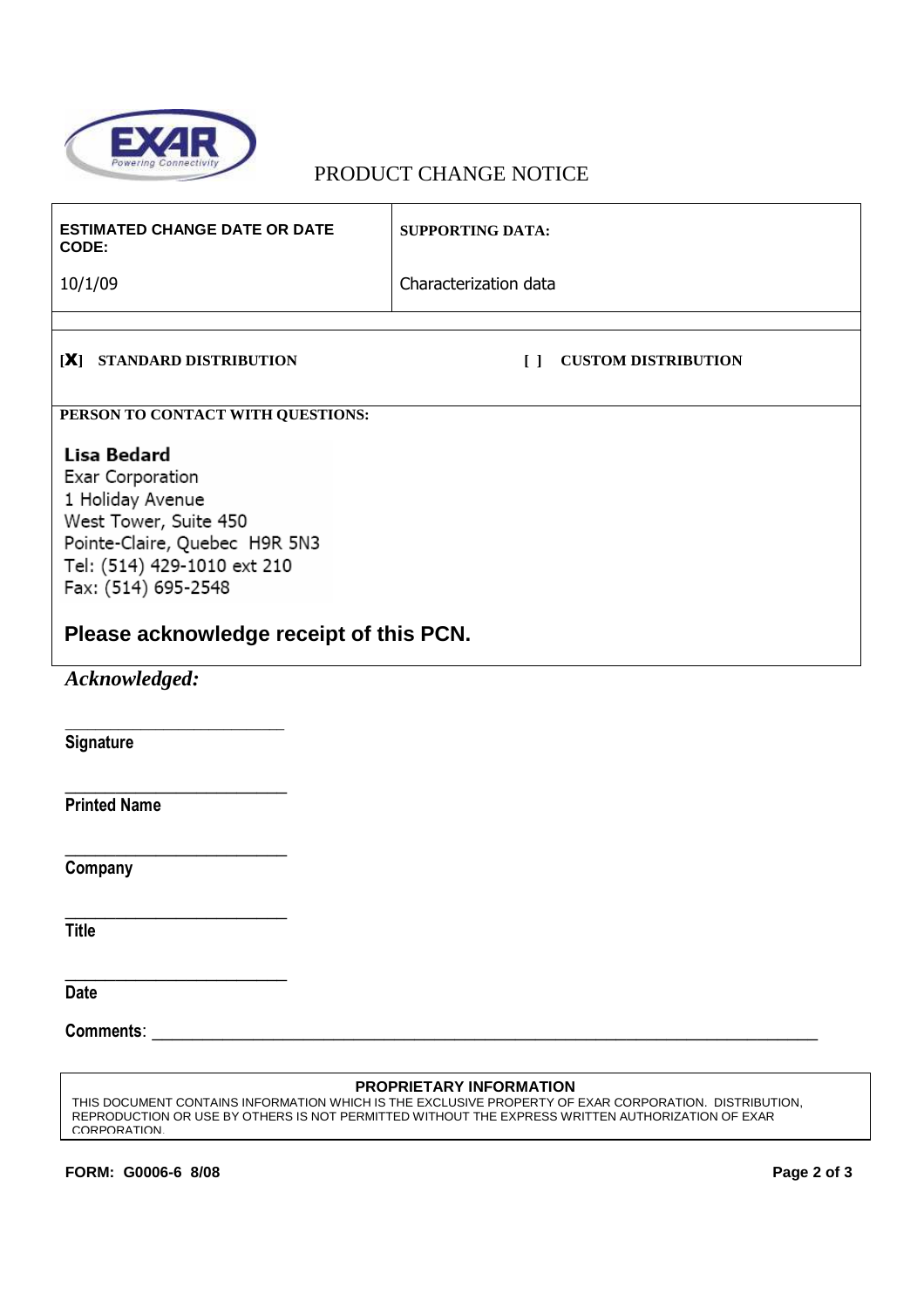EXAR
Powering Connectivity

# PRODUCT CHANGE NOTICE

| ESTIMATED CHANGE DATE OR DATE CODE: | SUPPORTING DATA: |
|---|---|
| 10/1/09 | Characterization data |

[X] STANDARD DISTRIBUTION     [ ] CUSTOM DISTRIBUTION

**PERSON TO CONTACT WITH QUESTIONS:**

**Lisa Bedard**
Exar Corporation
1 Holiday Avenue
West Tower, Suite 450
Pointe-Claire, Quebec H9R 5N3
Tel: (514) 429-1010 ext 210
Fax: (514) 695-2548

**Please acknowledge receipt of this PCN.**

***Acknowledged:***

\_\_\_\_\_\_\_\_\_\_\_\_\_\_\_\_\_\_\_\_\_\_\_\_\_\_
**Signature**

\_\_\_\_\_\_\_\_\_\_\_\_\_\_\_\_\_\_\_\_\_\_\_\_\_\_
**Printed Name**

\_\_\_\_\_\_\_\_\_\_\_\_\_\_\_\_\_\_\_\_\_\_\_\_\_\_
**Company**

\_\_\_\_\_\_\_\_\_\_\_\_\_\_\_\_\_\_\_\_\_\_\_\_\_\_
**Title**

\_\_\_\_\_\_\_\_\_\_\_\_\_\_\_\_\_\_\_\_\_\_\_\_\_\_
**Date**

**Comments**: \_\_\_\_\_\_\_\_\_\_\_\_\_\_\_\_\_\_\_\_\_\_\_\_\_\_\_\_\_\_\_\_\_\_\_\_\_\_\_\_\_\_\_\_\_\_\_\_\_\_\_\_\_\_\_\_\_\_\_\_\_\_\_\_\_\_\_\_\_\_\_\_\_\_

**PROPRIETARY INFORMATION**
THIS DOCUMENT CONTAINS INFORMATION WHICH IS THE EXCLUSIVE PROPERTY OF EXAR CORPORATION. DISTRIBUTION, REPRODUCTION OR USE BY OTHERS IS NOT PERMITTED WITHOUT THE EXPRESS WRITTEN AUTHORIZATION OF EXAR CORPORATION.

**FORM: G0006-6 8/08**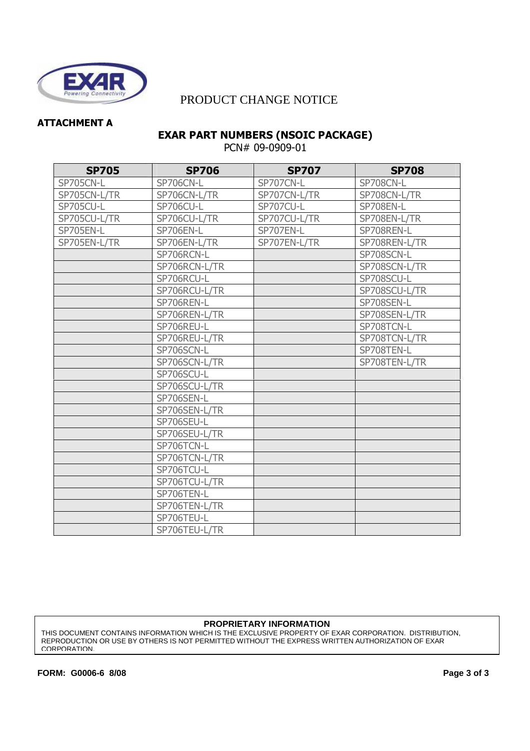PRODUCT CHANGE NOTICE

**ATTACHMENT A**

## EXAR PART NUMBERS (NSOIC PACKAGE)

PCN# 09-0909-01

| SP705 | SP706 | SP707 | SP708 |
|---|---|---|---|
| SP705CN-L | SP706CN-L | SP707CN-L | SP708CN-L |
| SP705CN-L/TR | SP706CN-L/TR | SP707CN-L/TR | SP708CN-L/TR |
| SP705CU-L | SP706CU-L | SP707CU-L | SP708EN-L |
| SP705CU-L/TR | SP706CU-L/TR | SP707CU-L/TR | SP708EN-L/TR |
| SP705EN-L | SP706EN-L | SP707EN-L | SP708REN-L |
| SP705EN-L/TR | SP706EN-L/TR | SP707EN-L/TR | SP708REN-L/TR |
| | SP706RCN-L | | SP708SCN-L |
| | SP706RCN-L/TR | | SP708SCN-L/TR |
| | SP706RCU-L | | SP708SCU-L |
| | SP706RCU-L/TR | | SP708SCU-L/TR |
| | SP706REN-L | | SP708SEN-L |
| | SP706REN-L/TR | | SP708SEN-L/TR |
| | SP706REU-L | | SP708TCN-L |
| | SP706REU-L/TR | | SP708TCN-L/TR |
| | SP706SCN-L | | SP708TEN-L |
| | SP706SCN-L/TR | | SP708TEN-L/TR |
| | SP706SCU-L | | |
| | SP706SCU-L/TR | | |
| | SP706SEN-L | | |
| | SP706SEN-L/TR | | |
| | SP706SEU-L | | |
| | SP706SEU-L/TR | | |
| | SP706TCN-L | | |
| | SP706TCN-L/TR | | |
| | SP706TCU-L | | |
| | SP706TCU-L/TR | | |
| | SP706TEN-L | | |
| | SP706TEN-L/TR | | |
| | SP706TEU-L | | |
| | SP706TEU-L/TR | | |

**PROPRIETARY INFORMATION**

THIS DOCUMENT CONTAINS INFORMATION WHICH IS THE EXCLUSIVE PROPERTY OF EXAR CORPORATION. DISTRIBUTION, REPRODUCTION OR USE BY OTHERS IS NOT PERMITTED WITHOUT THE EXPRESS WRITTEN AUTHORIZATION OF EXAR CORPORATION.

**FORM: G0006-6 8/08**